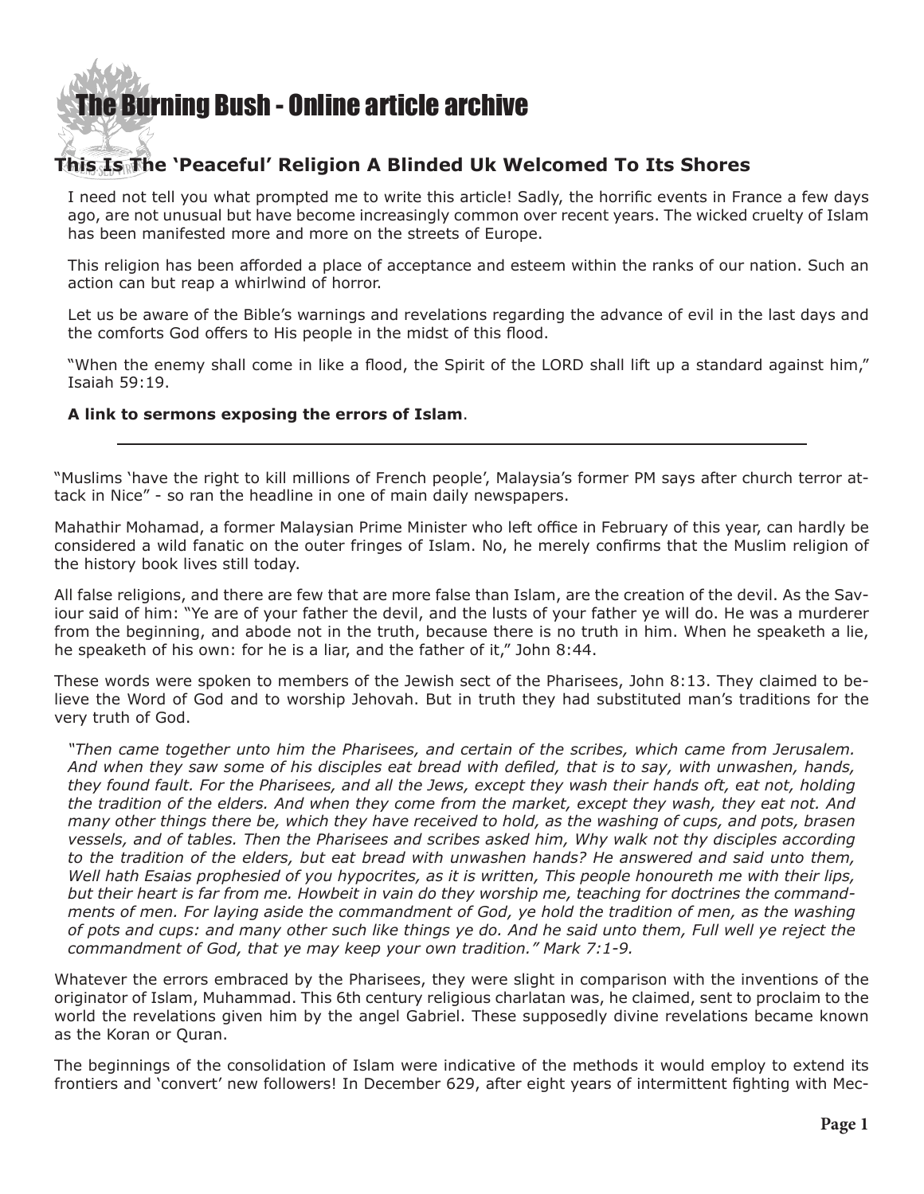# The Burning Bush - Online article archive

## This Is The 'Peaceful' Religion A Blinded Uk Welcomed To Its Shores

I need not tell you what prompted me to write this article! Sadly, the horrific events in France a few days ago, are not unusual but have become increasingly common over recent years. The wicked cruelty of Islam has been manifested more and more on the streets of Europe.

This religion has been afforded a place of acceptance and esteem within the ranks of our nation. Such an action can but reap a whirlwind of horror.

Let us be aware of the Bible's warnings and revelations regarding the advance of evil in the last days and the comforts God offers to His people in the midst of this flood.

"When the enemy shall come in like a flood, the Spirit of the LORD shall lift up a standard against him," Isaiah 59:19.

**A link to sermons exposing the errors of Islam**.

---

"Muslims 'have the right to kill millions of French people', Malaysia's former PM says after church terror attack in Nice" - so ran the headline in one of main daily newspapers.

Mahathir Mohamad, a former Malaysian Prime Minister who left office in February of this year, can hardly be considered a wild fanatic on the outer fringes of Islam. No, he merely confirms that the Muslim religion of the history book lives still today.

All false religions, and there are few that are more false than Islam, are the creation of the devil. As the Saviour said of him: "Ye are of your father the devil, and the lusts of your father ye will do. He was a murderer from the beginning, and abode not in the truth, because there is no truth in him. When he speaketh a lie, he speaketh of his own: for he is a liar, and the father of it," John 8:44.

These words were spoken to members of the Jewish sect of the Pharisees, John 8:13. They claimed to believe the Word of God and to worship Jehovah. But in truth they had substituted man's traditions for the very truth of God.

*"Then came together unto him the Pharisees, and certain of the scribes, which came from Jerusalem. And when they saw some of his disciples eat bread with defiled, that is to say, with unwashen, hands, they found fault. For the Pharisees, and all the Jews, except they wash their hands oft, eat not, holding the tradition of the elders. And when they come from the market, except they wash, they eat not. And many other things there be, which they have received to hold, as the washing of cups, and pots, brasen vessels, and of tables. Then the Pharisees and scribes asked him, Why walk not thy disciples according to the tradition of the elders, but eat bread with unwashen hands? He answered and said unto them, Well hath Esaias prophesied of you hypocrites, as it is written, This people honoureth me with their lips, but their heart is far from me. Howbeit in vain do they worship me, teaching for doctrines the commandments of men. For laying aside the commandment of God, ye hold the tradition of men, as the washing of pots and cups: and many other such like things ye do. And he said unto them, Full well ye reject the commandment of God, that ye may keep your own tradition." Mark 7:1-9.*

Whatever the errors embraced by the Pharisees, they were slight in comparison with the inventions of the originator of Islam, Muhammad. This 6th century religious charlatan was, he claimed, sent to proclaim to the world the revelations given him by the angel Gabriel. These supposedly divine revelations became known as the Koran or Quran.

The beginnings of the consolidation of Islam were indicative of the methods it would employ to extend its frontiers and 'convert' new followers! In December 629, after eight years of intermittent fighting with Mec-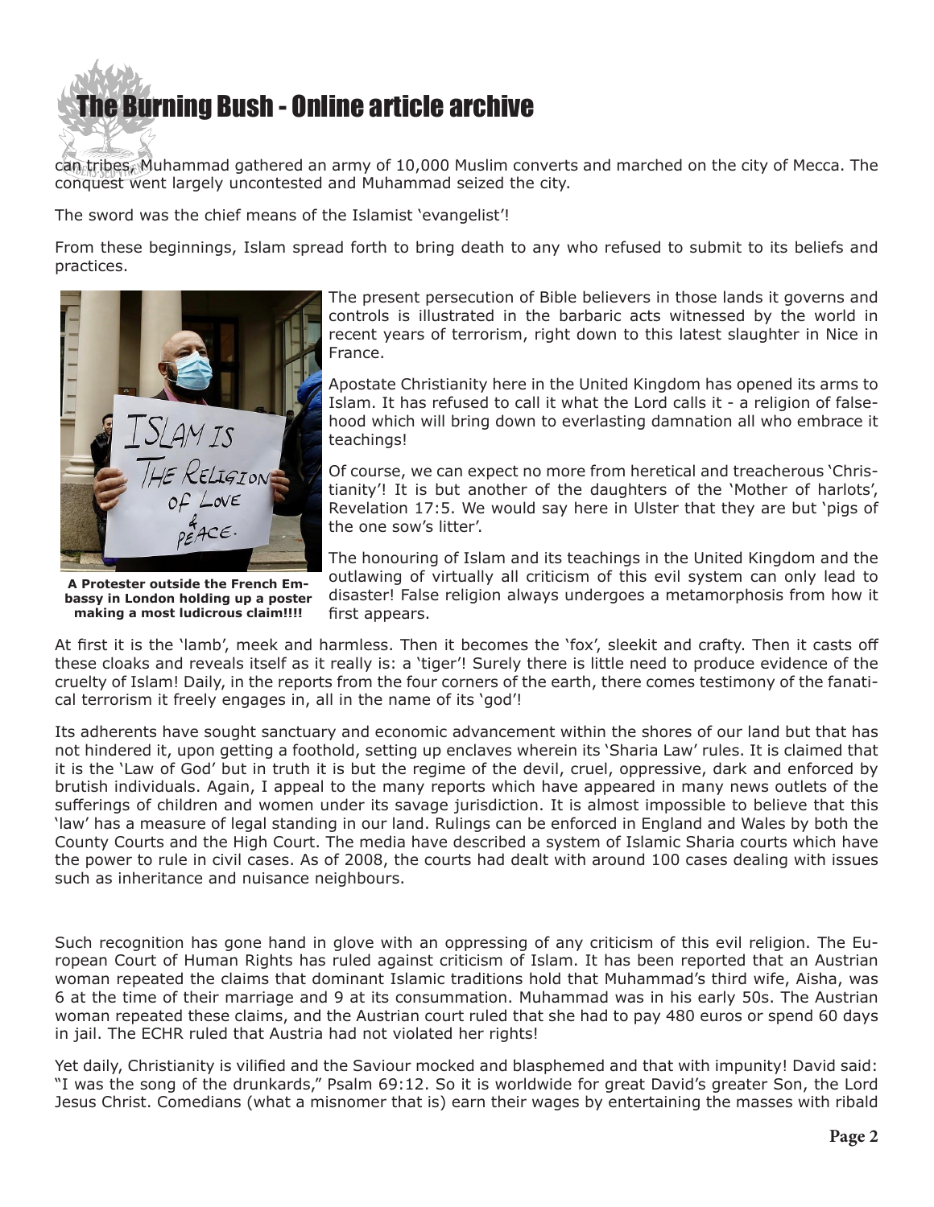can tribes, Muhammad gathered an army of 10,000 Muslim converts and marched on the city of Mecca. The conquest went largely uncontested and Muhammad seized the city.

The sword was the chief means of the Islamist 'evangelist'!

From these beginnings, Islam spread forth to bring death to any who refused to submit to its beliefs and practices.

**A Protester outside the French Embassy in London holding up a poster making a most ludicrous claim!!!!**

The present persecution of Bible believers in those lands it governs and controls is illustrated in the barbaric acts witnessed by the world in recent years of terrorism, right down to this latest slaughter in Nice in France.

Apostate Christianity here in the United Kingdom has opened its arms to Islam. It has refused to call it what the Lord calls it - a religion of falsehood which will bring down to everlasting damnation all who embrace it teachings!

Of course, we can expect no more from heretical and treacherous 'Christianity'! It is but another of the daughters of the 'Mother of harlots', Revelation 17:5. We would say here in Ulster that they are but 'pigs of the one sow's litter'.

The honouring of Islam and its teachings in the United Kingdom and the outlawing of virtually all criticism of this evil system can only lead to disaster! False religion always undergoes a metamorphosis from how it first appears.

At first it is the 'lamb', meek and harmless. Then it becomes the 'fox', sleekit and crafty. Then it casts off these cloaks and reveals itself as it really is: a 'tiger'! Surely there is little need to produce evidence of the cruelty of Islam! Daily, in the reports from the four corners of the earth, there comes testimony of the fanatical terrorism it freely engages in, all in the name of its 'god'!

Its adherents have sought sanctuary and economic advancement within the shores of our land but that has not hindered it, upon getting a foothold, setting up enclaves wherein its 'Sharia Law' rules. It is claimed that it is the 'Law of God' but in truth it is but the regime of the devil, cruel, oppressive, dark and enforced by brutish individuals. Again, I appeal to the many reports which have appeared in many news outlets of the sufferings of children and women under its savage jurisdiction. It is almost impossible to believe that this 'law' has a measure of legal standing in our land. Rulings can be enforced in England and Wales by both the County Courts and the High Court. The media have described a system of Islamic Sharia courts which have the power to rule in civil cases. As of 2008, the courts had dealt with around 100 cases dealing with issues such as inheritance and nuisance neighbours.

Such recognition has gone hand in glove with an oppressing of any criticism of this evil religion. The European Court of Human Rights has ruled against criticism of Islam. It has been reported that an Austrian woman repeated the claims that dominant Islamic traditions hold that Muhammad's third wife, Aisha, was 6 at the time of their marriage and 9 at its consummation. Muhammad was in his early 50s. The Austrian woman repeated these claims, and the Austrian court ruled that she had to pay 480 euros or spend 60 days in jail. The ECHR ruled that Austria had not violated her rights!

Yet daily, Christianity is vilified and the Saviour mocked and blasphemed and that with impunity! David said: "I was the song of the drunkards," Psalm 69:12. So it is worldwide for great David's greater Son, the Lord Jesus Christ. Comedians (what a misnomer that is) earn their wages by entertaining the masses with ribald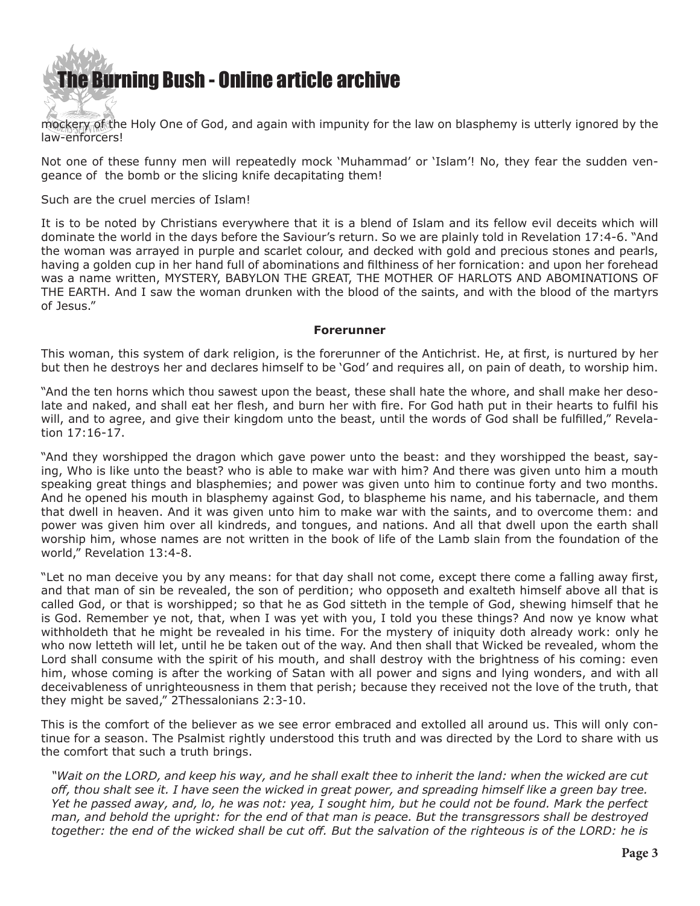mockery of the Holy One of God, and again with impunity for the law on blasphemy is utterly ignored by the law-enforcers!

Not one of these funny men will repeatedly mock 'Muhammad' or 'Islam'! No, they fear the sudden vengeance of the bomb or the slicing knife decapitating them!

Such are the cruel mercies of Islam!

It is to be noted by Christians everywhere that it is a blend of Islam and its fellow evil deceits which will dominate the world in the days before the Saviour's return. So we are plainly told in Revelation 17:4-6. "And the woman was arrayed in purple and scarlet colour, and decked with gold and precious stones and pearls, having a golden cup in her hand full of abominations and filthiness of her fornication: and upon her forehead was a name written, MYSTERY, BABYLON THE GREAT, THE MOTHER OF HARLOTS AND ABOMINATIONS OF THE EARTH. And I saw the woman drunken with the blood of the saints, and with the blood of the martyrs of Jesus."

**Forerunner**

This woman, this system of dark religion, is the forerunner of the Antichrist. He, at first, is nurtured by her but then he destroys her and declares himself to be 'God' and requires all, on pain of death, to worship him.

"And the ten horns which thou sawest upon the beast, these shall hate the whore, and shall make her desolate and naked, and shall eat her flesh, and burn her with fire. For God hath put in their hearts to fulfil his will, and to agree, and give their kingdom unto the beast, until the words of God shall be fulfilled," Revelation 17:16-17.

"And they worshipped the dragon which gave power unto the beast: and they worshipped the beast, saying, Who is like unto the beast? who is able to make war with him? And there was given unto him a mouth speaking great things and blasphemies; and power was given unto him to continue forty and two months. And he opened his mouth in blasphemy against God, to blaspheme his name, and his tabernacle, and them that dwell in heaven. And it was given unto him to make war with the saints, and to overcome them: and power was given him over all kindreds, and tongues, and nations. And all that dwell upon the earth shall worship him, whose names are not written in the book of life of the Lamb slain from the foundation of the world," Revelation 13:4-8.

"Let no man deceive you by any means: for that day shall not come, except there come a falling away first, and that man of sin be revealed, the son of perdition; who opposeth and exalteth himself above all that is called God, or that is worshipped; so that he as God sitteth in the temple of God, shewing himself that he is God. Remember ye not, that, when I was yet with you, I told you these things? And now ye know what withholdeth that he might be revealed in his time. For the mystery of iniquity doth already work: only he who now letteth will let, until he be taken out of the way. And then shall that Wicked be revealed, whom the Lord shall consume with the spirit of his mouth, and shall destroy with the brightness of his coming: even him, whose coming is after the working of Satan with all power and signs and lying wonders, and with all deceivableness of unrighteousness in them that perish; because they received not the love of the truth, that they might be saved," 2Thessalonians 2:3-10.

This is the comfort of the believer as we see error embraced and extolled all around us. This will only continue for a season. The Psalmist rightly understood this truth and was directed by the Lord to share with us the comfort that such a truth brings.

*"Wait on the LORD, and keep his way, and he shall exalt thee to inherit the land: when the wicked are cut off, thou shalt see it. I have seen the wicked in great power, and spreading himself like a green bay tree. Yet he passed away, and, lo, he was not: yea, I sought him, but he could not be found. Mark the perfect man, and behold the upright: for the end of that man is peace. But the transgressors shall be destroyed together: the end of the wicked shall be cut off. But the salvation of the righteous is of the LORD: he is*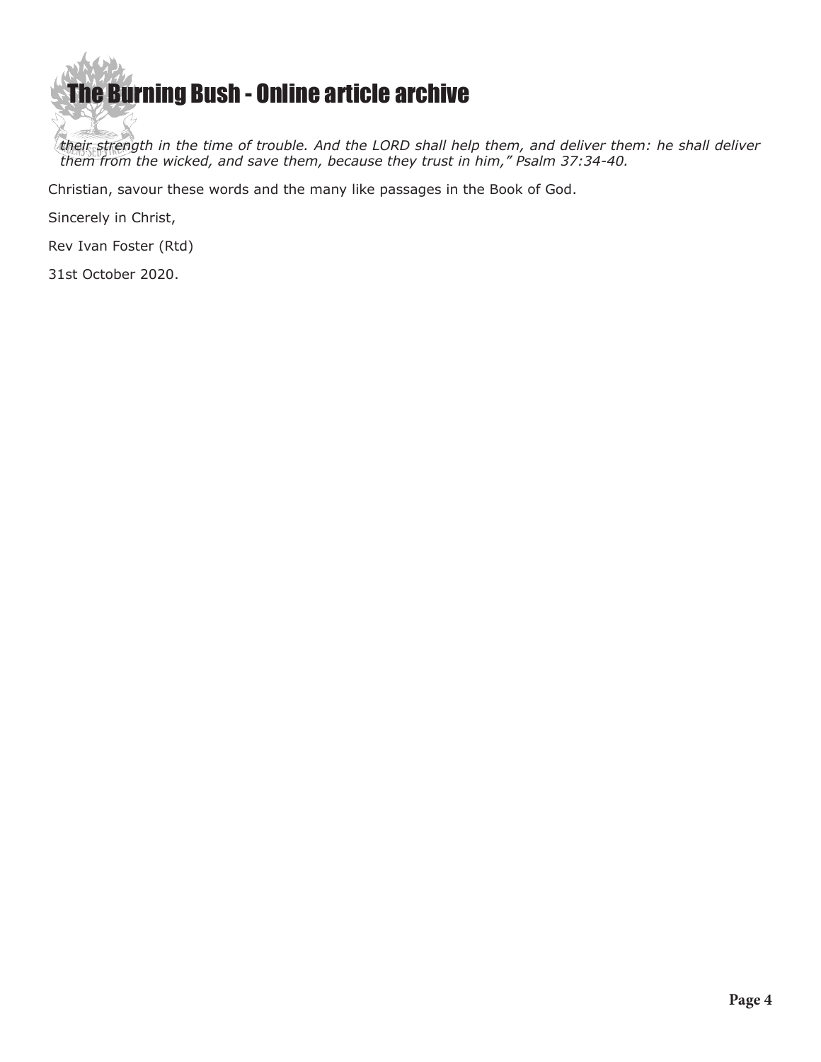*their strength in the time of trouble. And the LORD shall help them, and deliver them: he shall deliver them from the wicked, and save them, because they trust in him," Psalm 37:34-40.*

Christian, savour these words and the many like passages in the Book of God.

Sincerely in Christ,

Rev Ivan Foster (Rtd)

31st October 2020.